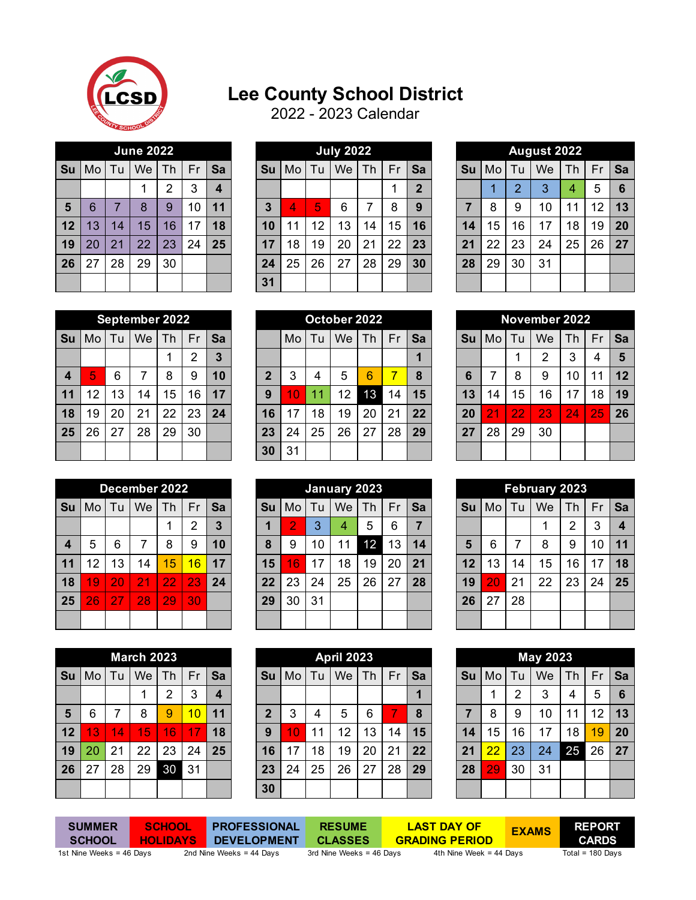# Lee County School District

## 2022 - 2023 Calendar

### June 2022

| Su | Mo | Tu | We | Th | Fr | Sa |
|---|---|---|---|---|---|---|
| | | | 1 | 2 | 3 | 4 |
| 5 | 6 | 7 | 8 | 9 | 10 | 11 |
| 12 | 13 | 14 | 15 | 16 | 17 | 18 |
| 19 | 20 | 21 | 22 | 23 | 24 | 25 |
| 26 | 27 | 28 | 29 | 30 | | |

### July 2022

| Su | Mo | Tu | We | Th | Fr | Sa |
|---|---|---|---|---|---|---|
| | | | | | 1 | 2 |
| 3 | 4 | 5 | 6 | 7 | 8 | 9 |
| 10 | 11 | 12 | 13 | 14 | 15 | 16 |
| 17 | 18 | 19 | 20 | 21 | 22 | 23 |
| 24 | 25 | 26 | 27 | 28 | 29 | 30 |
| 31 | | | | | | |

### August 2022

| Su | Mo | Tu | We | Th | Fr | Sa |
|---|---|---|---|---|---|---|
| | 1 | 2 | 3 | 4 | 5 | 6 |
| 7 | 8 | 9 | 10 | 11 | 12 | 13 |
| 14 | 15 | 16 | 17 | 18 | 19 | 20 |
| 21 | 22 | 23 | 24 | 25 | 26 | 27 |
| 28 | 29 | 30 | 31 | | | |

### September 2022

| Su | Mo | Tu | We | Th | Fr | Sa |
|---|---|---|---|---|---|---|
| | | | | 1 | 2 | 3 |
| 4 | 5 | 6 | 7 | 8 | 9 | 10 |
| 11 | 12 | 13 | 14 | 15 | 16 | 17 |
| 18 | 19 | 20 | 21 | 22 | 23 | 24 |
| 25 | 26 | 27 | 28 | 29 | 30 | |

### October 2022

| Su | Mo | Tu | We | Th | Fr | Sa |
|---|---|---|---|---|---|---|
| | | | | | | 1 |
| 2 | 3 | 4 | 5 | 6 | 7 | 8 |
| 9 | 10 | 11 | 12 | 13 | 14 | 15 |
| 16 | 17 | 18 | 19 | 20 | 21 | 22 |
| 23 | 24 | 25 | 26 | 27 | 28 | 29 |
| 30 | 31 | | | | | |

### November 2022

| Su | Mo | Tu | We | Th | Fr | Sa |
|---|---|---|---|---|---|---|
| | | 1 | 2 | 3 | 4 | 5 |
| 6 | 7 | 8 | 9 | 10 | 11 | 12 |
| 13 | 14 | 15 | 16 | 17 | 18 | 19 |
| 20 | 21 | 22 | 23 | 24 | 25 | 26 |
| 27 | 28 | 29 | 30 | | | |

### December 2022

| Su | Mo | Tu | We | Th | Fr | Sa |
|---|---|---|---|---|---|---|
| | | | | 1 | 2 | 3 |
| 4 | 5 | 6 | 7 | 8 | 9 | 10 |
| 11 | 12 | 13 | 14 | 15 | 16 | 17 |
| 18 | 19 | 20 | 21 | 22 | 23 | 24 |
| 25 | 26 | 27 | 28 | 29 | 30 | |

### January 2023

| Su | Mo | Tu | We | Th | Fr | Sa |
|---|---|---|---|---|---|---|
| 1 | 2 | 3 | 4 | 5 | 6 | 7 |
| 8 | 9 | 10 | 11 | 12 | 13 | 14 |
| 15 | 16 | 17 | 18 | 19 | 20 | 21 |
| 22 | 23 | 24 | 25 | 26 | 27 | 28 |
| 29 | 30 | 31 | | | | |

### February 2023

| Su | Mo | Tu | We | Th | Fr | Sa |
|---|---|---|---|---|---|---|
| | | | 1 | 2 | 3 | 4 |
| 5 | 6 | 7 | 8 | 9 | 10 | 11 |
| 12 | 13 | 14 | 15 | 16 | 17 | 18 |
| 19 | 20 | 21 | 22 | 23 | 24 | 25 |
| 26 | 27 | 28 | | | | |

### March 2023

| Su | Mo | Tu | We | Th | Fr | Sa |
|---|---|---|---|---|---|---|
| | | | 1 | 2 | 3 | 4 |
| 5 | 6 | 7 | 8 | 9 | 10 | 11 |
| 12 | 13 | 14 | 15 | 16 | 17 | 18 |
| 19 | 20 | 21 | 22 | 23 | 24 | 25 |
| 26 | 27 | 28 | 29 | 30 | 31 | |

### April 2023

| Su | Mo | Tu | We | Th | Fr | Sa |
|---|---|---|---|---|---|---|
| | | | | | | 1 |
| 2 | 3 | 4 | 5 | 6 | 7 | 8 |
| 9 | 10 | 11 | 12 | 13 | 14 | 15 |
| 16 | 17 | 18 | 19 | 20 | 21 | 22 |
| 23 | 24 | 25 | 26 | 27 | 28 | 29 |
| 30 | | | | | | |

### May 2023

| Su | Mo | Tu | We | Th | Fr | Sa |
|---|---|---|---|---|---|---|
| | 1 | 2 | 3 | 4 | 5 | 6 |
| 7 | 8 | 9 | 10 | 11 | 12 | 13 |
| 14 | 15 | 16 | 17 | 18 | 19 | 20 |
| 21 | 22 | 23 | 24 | 25 | 26 | 27 |
| 28 | 29 | 30 | 31 | | | |

| SUMMER SCHOOL | SCHOOL HOLIDAYS | PROFESSIONAL DEVELOPMENT | RESUME CLASSES | LAST DAY OF GRADING PERIOD | EXAMS | REPORT CARDS |
|---|---|---|---|---|---|---|

1st Nine Weeks = 46 Days · 2nd Nine Weeks = 44 Days · 3rd Nine Weeks = 46 Days · 4th Nine Week = 44 Days · Total = 180 Days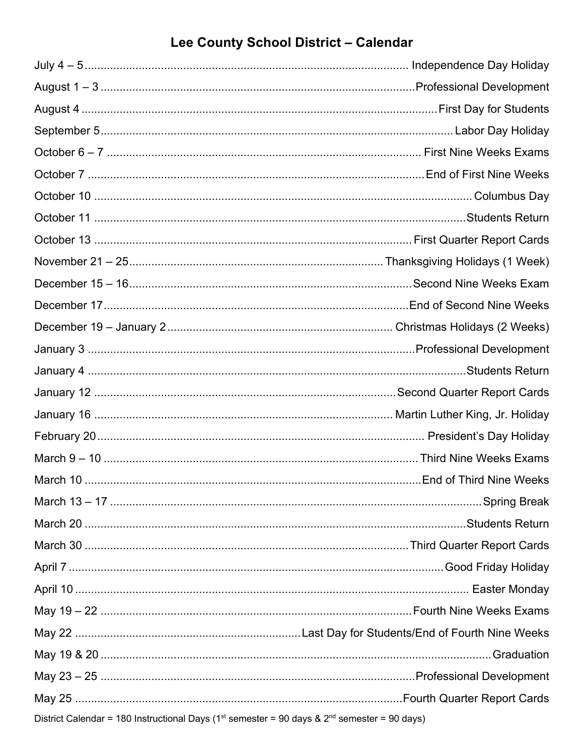# Lee County School District – Calendar

| | |
|---|---|
| July 4 – 5 | Independence Day Holiday |
| August 1 – 3 | Professional Development |
| August 4 | First Day for Students |
| September 5 | Labor Day Holiday |
| October 6 – 7 | First Nine Weeks Exams |
| October 7 | End of First Nine Weeks |
| October 10 | Columbus Day |
| October 11 | Students Return |
| October 13 | First Quarter Report Cards |
| November 21 – 25 | Thanksgiving Holidays (1 Week) |
| December 15 – 16 | Second Nine Weeks Exam |
| December 17 | End of Second Nine Weeks |
| December 19 – January 2 | Christmas Holidays (2 Weeks) |
| January 3 | Professional Development |
| January 4 | Students Return |
| January 12 | Second Quarter Report Cards |
| January 16 | Martin Luther King, Jr. Holiday |
| February 20 | President's Day Holiday |
| March 9 – 10 | Third Nine Weeks Exams |
| March 10 | End of Third Nine Weeks |
| March 13 – 17 | Spring Break |
| March 20 | Students Return |
| March 30 | Third Quarter Report Cards |
| April 7 | Good Friday Holiday |
| April 10 | Easter Monday |
| May 19 – 22 | Fourth Nine Weeks Exams |
| May 22 | Last Day for Students/End of Fourth Nine Weeks |
| May 19 & 20 | Graduation |
| May 23 – 25 | Professional Development |
| May 25 | Fourth Quarter Report Cards |

District Calendar = 180 Instructional Days (1st semester = 90 days & 2nd semester = 90 days)